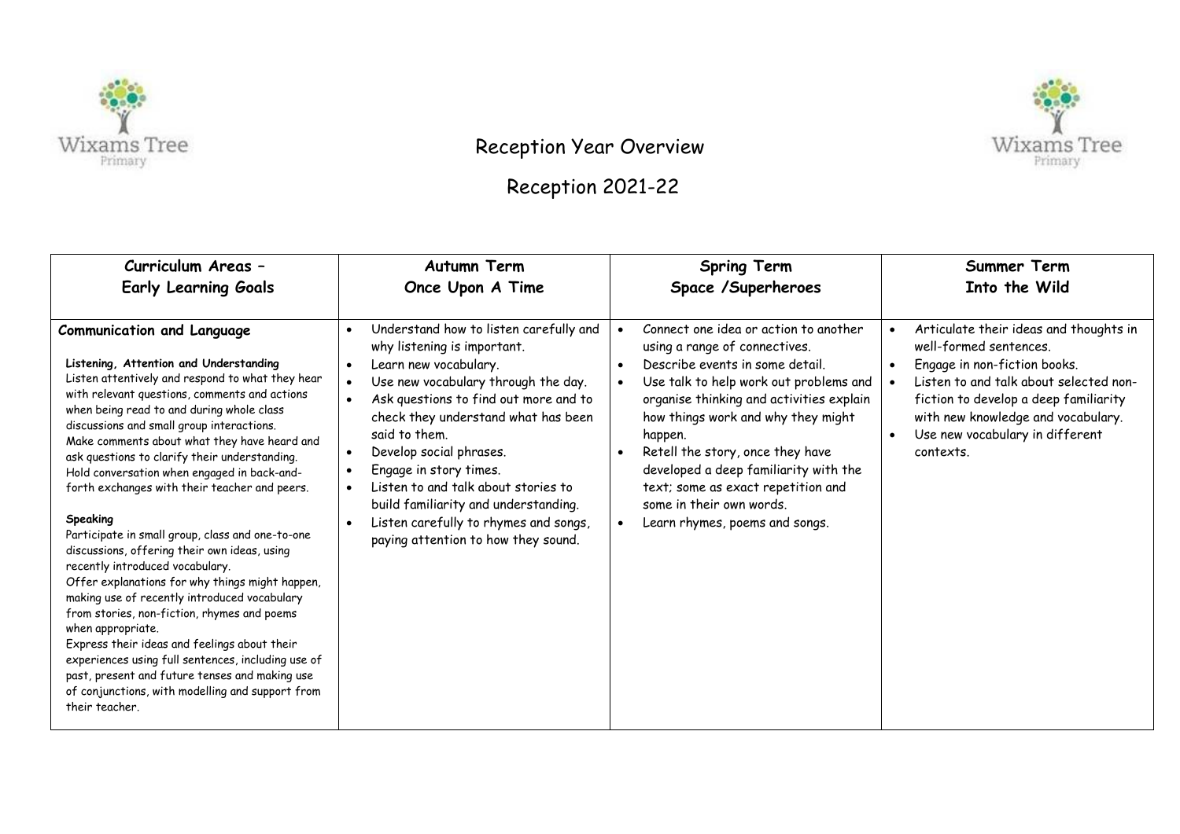# Reception Year Overview

## Reception 2021-22

| Curriculum Areas – Early Learning Goals | Autumn Term Once Upon A Time | Spring Term Space /Superheroes | Summer Term Into the Wild |
|---|---|---|---|
| **Communication and Language**<br><br>**Listening, Attention and Understanding**<br>Listen attentively and respond to what they hear with relevant questions, comments and actions when being read to and during whole class discussions and small group interactions.<br>Make comments about what they have heard and ask questions to clarify their understanding.<br>Hold conversation when engaged in back-and-forth exchanges with their teacher and peers.<br><br>**Speaking**<br>Participate in small group, class and one-to-one discussions, offering their own ideas, using recently introduced vocabulary.<br>Offer explanations for why things might happen, making use of recently introduced vocabulary from stories, non-fiction, rhymes and poems when appropriate.<br>Express their ideas and feelings about their experiences using full sentences, including use of past, present and future tenses and making use of conjunctions, with modelling and support from their teacher. | • Understand how to listen carefully and why listening is important.<br>• Learn new vocabulary.<br>• Use new vocabulary through the day.<br>• Ask questions to find out more and to check they understand what has been said to them.<br>• Develop social phrases.<br>• Engage in story times.<br>• Listen to and talk about stories to build familiarity and understanding.<br>• Listen carefully to rhymes and songs, paying attention to how they sound. | • Connect one idea or action to another using a range of connectives.<br>• Describe events in some detail.<br>• Use talk to help work out problems and organise thinking and activities explain how things work and why they might happen.<br>• Retell the story, once they have developed a deep familiarity with the text; some as exact repetition and some in their own words.<br>• Learn rhymes, poems and songs. | • Articulate their ideas and thoughts in well-formed sentences.<br>• Engage in non-fiction books.<br>• Listen to and talk about selected non-fiction to develop a deep familiarity with new knowledge and vocabulary.<br>• Use new vocabulary in different contexts. |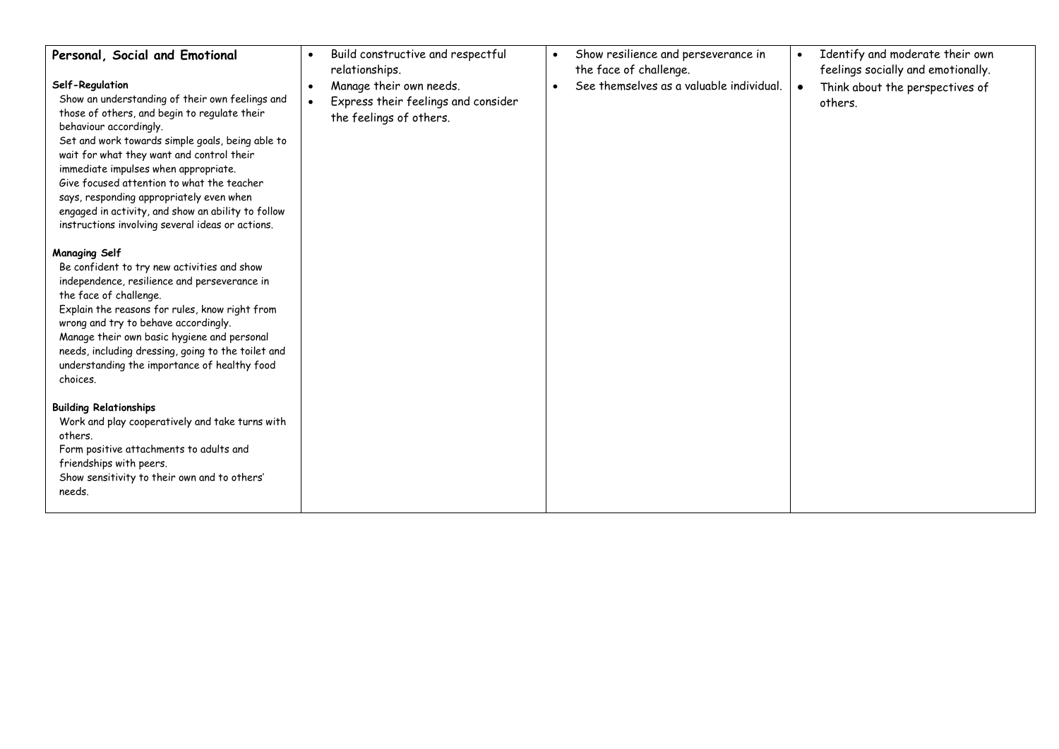| Personal, Social and Emotional<br><br>**Self-Regulation**<br>Show an understanding of their own feelings and those of others, and begin to regulate their behaviour accordingly.<br>Set and work towards simple goals, being able to wait for what they want and control their immediate impulses when appropriate.<br>Give focused attention to what the teacher says, responding appropriately even when engaged in activity, and show an ability to follow instructions involving several ideas or actions.<br><br>**Managing Self**<br>Be confident to try new activities and show independence, resilience and perseverance in the face of challenge.<br>Explain the reasons for rules, know right from wrong and try to behave accordingly.<br>Manage their own basic hygiene and personal needs, including dressing, going to the toilet and understanding the importance of healthy food choices.<br><br>**Building Relationships**<br>Work and play cooperatively and take turns with others.<br>Form positive attachments to adults and friendships with peers.<br>Show sensitivity to their own and to others' needs. | • Build constructive and respectful relationships.<br>• Manage their own needs.<br>• Express their feelings and consider the feelings of others. | • Show resilience and perseverance in the face of challenge.<br>• See themselves as a valuable individual. | • Identify and moderate their own feelings socially and emotionally.<br>• Think about the perspectives of others. |
|---|---|---|---|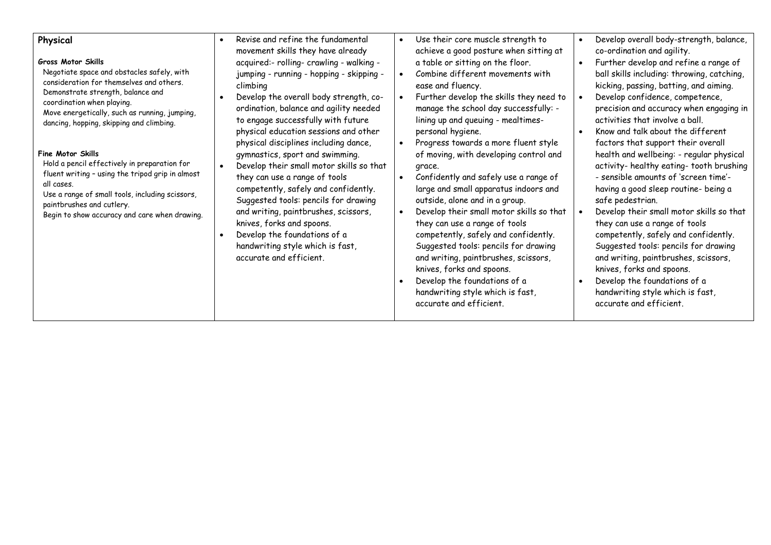| **Physical**<br><br>**Gross Motor Skills**<br>Negotiate space and obstacles safely, with consideration for themselves and others.<br>Demonstrate strength, balance and coordination when playing.<br>Move energetically, such as running, jumping, dancing, hopping, skipping and climbing.<br><br>**Fine Motor Skills**<br>Hold a pencil effectively in preparation for fluent writing – using the tripod grip in almost all cases.<br>Use a range of small tools, including scissors, paintbrushes and cutlery.<br>Begin to show accuracy and care when drawing. | • Revise and refine the fundamental movement skills they have already acquired:- rolling- crawling - walking - jumping - running - hopping - skipping - climbing<br>• Develop the overall body strength, co-ordination, balance and agility needed to engage successfully with future physical education sessions and other physical disciplines including dance, gymnastics, sport and swimming.<br>• Develop their small motor skills so that they can use a range of tools competently, safely and confidently. Suggested tools: pencils for drawing and writing, paintbrushes, scissors, knives, forks and spoons.<br>• Develop the foundations of a handwriting style which is fast, accurate and efficient. | • Use their core muscle strength to achieve a good posture when sitting at a table or sitting on the floor.<br>• Combine different movements with ease and fluency.<br>• Further develop the skills they need to manage the school day successfully: - lining up and queuing - mealtimes- personal hygiene.<br>• Progress towards a more fluent style of moving, with developing control and grace.<br>• Confidently and safely use a range of large and small apparatus indoors and outside, alone and in a group.<br>• Develop their small motor skills so that they can use a range of tools competently, safely and confidently. Suggested tools: pencils for drawing and writing, paintbrushes, scissors, knives, forks and spoons.<br>• Develop the foundations of a handwriting style which is fast, accurate and efficient. | • Develop overall body-strength, balance, co-ordination and agility.<br>• Further develop and refine a range of ball skills including: throwing, catching, kicking, passing, batting, and aiming.<br>• Develop confidence, competence, precision and accuracy when engaging in activities that involve a ball.<br>• Know and talk about the different factors that support their overall health and wellbeing: - regular physical activity- healthy eating- tooth brushing - sensible amounts of 'screen time'- having a good sleep routine- being a safe pedestrian.<br>• Develop their small motor skills so that they can use a range of tools competently, safely and confidently. Suggested tools: pencils for drawing and writing, paintbrushes, scissors, knives, forks and spoons.<br>• Develop the foundations of a handwriting style which is fast, accurate and efficient. |
|---|---|---|---|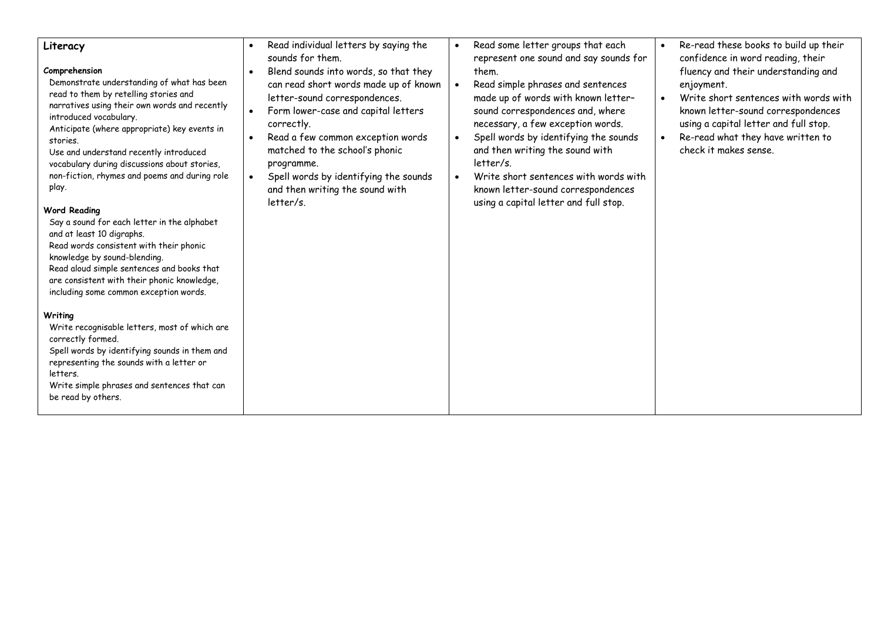| **Literacy**<br><br>**Comprehension**<br>Demonstrate understanding of what has been read to them by retelling stories and narratives using their own words and recently introduced vocabulary.<br>Anticipate (where appropriate) key events in stories.<br>Use and understand recently introduced vocabulary during discussions about stories, non-fiction, rhymes and poems and during role play.<br><br>**Word Reading**<br>Say a sound for each letter in the alphabet and at least 10 digraphs.<br>Read words consistent with their phonic knowledge by sound-blending.<br>Read aloud simple sentences and books that are consistent with their phonic knowledge, including some common exception words.<br><br>**Writing**<br>Write recognisable letters, most of which are correctly formed.<br>Spell words by identifying sounds in them and representing the sounds with a letter or letters.<br>Write simple phrases and sentences that can be read by others. | • Read individual letters by saying the sounds for them.<br>• Blend sounds into words, so that they can read short words made up of known letter-sound correspondences.<br>• Form lower-case and capital letters correctly.<br>• Read a few common exception words matched to the school's phonic programme.<br>• Spell words by identifying the sounds and then writing the sound with letter/s. | • Read some letter groups that each represent one sound and say sounds for them.<br>• Read simple phrases and sentences made up of words with known letter–sound correspondences and, where necessary, a few exception words.<br>• Spell words by identifying the sounds and then writing the sound with letter/s.<br>• Write short sentences with words with known letter-sound correspondences using a capital letter and full stop. | • Re-read these books to build up their confidence in word reading, their fluency and their understanding and enjoyment.<br>• Write short sentences with words with known letter-sound correspondences using a capital letter and full stop.<br>• Re-read what they have written to check it makes sense. |
|---|---|---|---|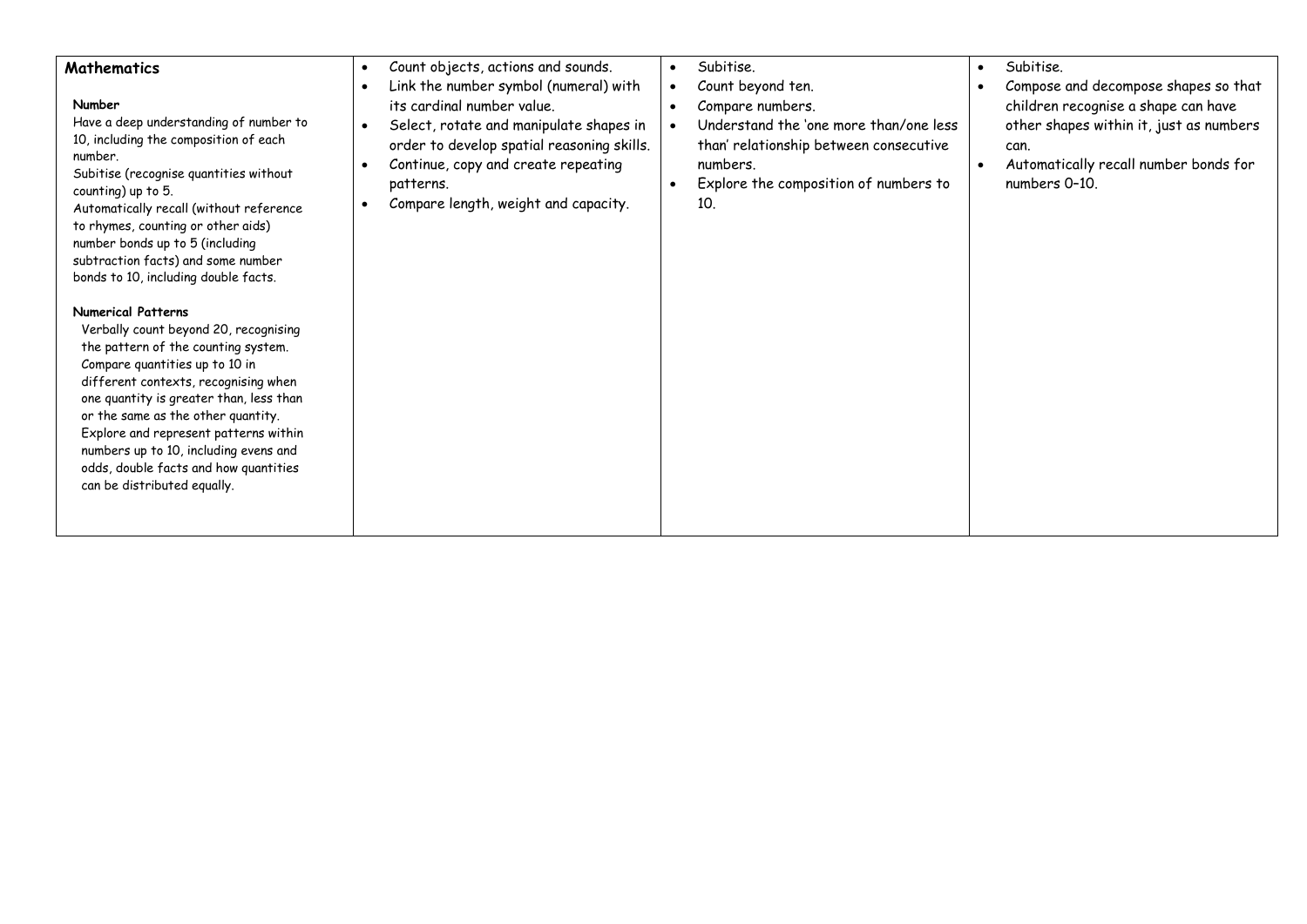| **Mathematics**<br><br>**Number**<br>Have a deep understanding of number to 10, including the composition of each number.<br>Subitise (recognise quantities without counting) up to 5.<br>Automatically recall (without reference to rhymes, counting or other aids) number bonds up to 5 (including subtraction facts) and some number bonds to 10, including double facts.<br><br>**Numerical Patterns**<br>Verbally count beyond 20, recognising the pattern of the counting system.<br>Compare quantities up to 10 in different contexts, recognising when one quantity is greater than, less than or the same as the other quantity.<br>Explore and represent patterns within numbers up to 10, including evens and odds, double facts and how quantities can be distributed equally. | • Count objects, actions and sounds.<br>• Link the number symbol (numeral) with its cardinal number value.<br>• Select, rotate and manipulate shapes in order to develop spatial reasoning skills.<br>• Continue, copy and create repeating patterns.<br>• Compare length, weight and capacity. | • Subitise.<br>• Count beyond ten.<br>• Compare numbers.<br>• Understand the 'one more than/one less than' relationship between consecutive numbers.<br>• Explore the composition of numbers to 10. | • Subitise.<br>• Compose and decompose shapes so that children recognise a shape can have other shapes within it, just as numbers can.<br>• Automatically recall number bonds for numbers 0–10. |
|---|---|---|---|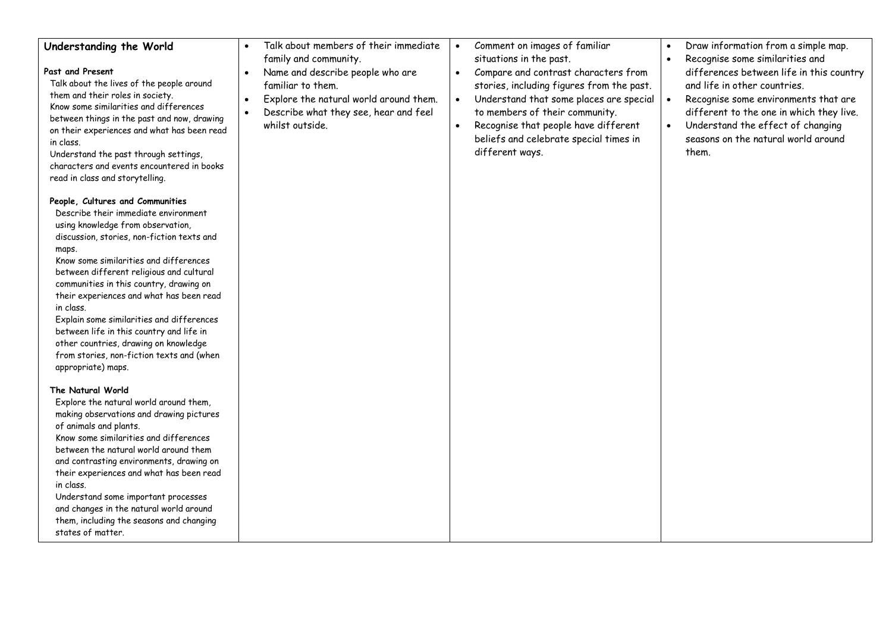| **Understanding the World**<br><br>**Past and Present**<br>Talk about the lives of the people around them and their roles in society.<br>Know some similarities and differences between things in the past and now, drawing on their experiences and what has been read in class.<br>Understand the past through settings, characters and events encountered in books read in class and storytelling.<br><br>**People, Cultures and Communities**<br>Describe their immediate environment using knowledge from observation, discussion, stories, non-fiction texts and maps.<br>Know some similarities and differences between different religious and cultural communities in this country, drawing on their experiences and what has been read in class.<br>Explain some similarities and differences between life in this country and life in other countries, drawing on knowledge from stories, non-fiction texts and (when appropriate) maps.<br><br>**The Natural World**<br>Explore the natural world around them, making observations and drawing pictures of animals and plants.<br>Know some similarities and differences between the natural world around them and contrasting environments, drawing on their experiences and what has been read in class.<br>Understand some important processes and changes in the natural world around them, including the seasons and changing states of matter. | • Talk about members of their immediate family and community.<br>• Name and describe people who are familiar to them.<br>• Explore the natural world around them.<br>• Describe what they see, hear and feel whilst outside. | • Comment on images of familiar situations in the past.<br>• Compare and contrast characters from stories, including figures from the past.<br>• Understand that some places are special to members of their community.<br>• Recognise that people have different beliefs and celebrate special times in different ways. | • Draw information from a simple map.<br>• Recognise some similarities and differences between life in this country and life in other countries.<br>• Recognise some environments that are different to the one in which they live.<br>• Understand the effect of changing seasons on the natural world around them. |
|---|---|---|---|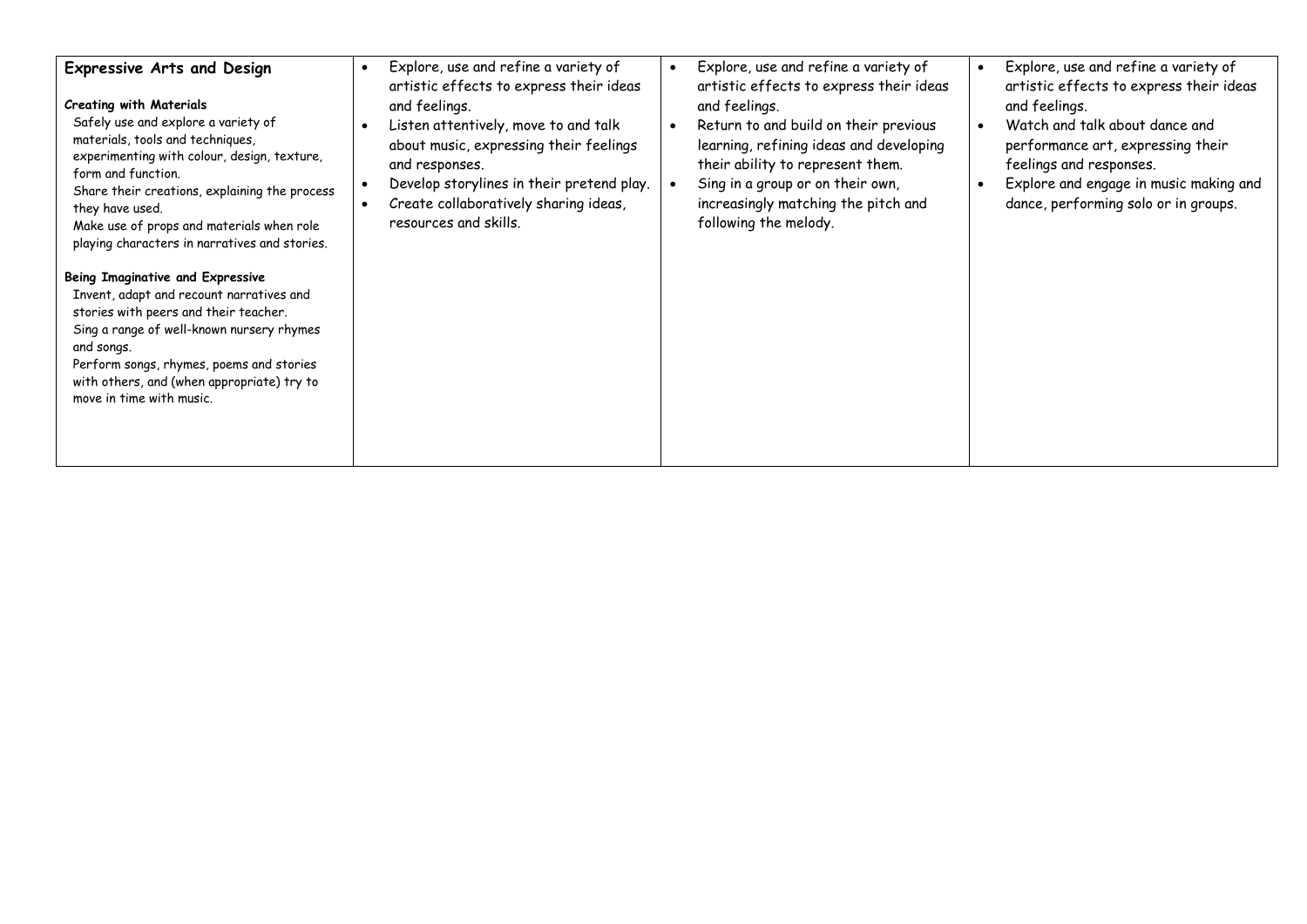| **Expressive Arts and Design**<br><br>**Creating with Materials**<br>Safely use and explore a variety of materials, tools and techniques, experimenting with colour, design, texture, form and function.<br>Share their creations, explaining the process they have used.<br>Make use of props and materials when role playing characters in narratives and stories.<br><br>**Being Imaginative and Expressive**<br>Invent, adapt and recount narratives and stories with peers and their teacher.<br>Sing a range of well-known nursery rhymes and songs.<br>Perform songs, rhymes, poems and stories with others, and (when appropriate) try to move in time with music. | • Explore, use and refine a variety of artistic effects to express their ideas and feelings.<br>• Listen attentively, move to and talk about music, expressing their feelings and responses.<br>• Develop storylines in their pretend play.<br>• Create collaboratively sharing ideas, resources and skills. | • Explore, use and refine a variety of artistic effects to express their ideas and feelings.<br>• Return to and build on their previous learning, refining ideas and developing their ability to represent them.<br>• Sing in a group or on their own, increasingly matching the pitch and following the melody. | • Explore, use and refine a variety of artistic effects to express their ideas and feelings.<br>• Watch and talk about dance and performance art, expressing their feelings and responses.<br>• Explore and engage in music making and dance, performing solo or in groups. |
|---|---|---|---|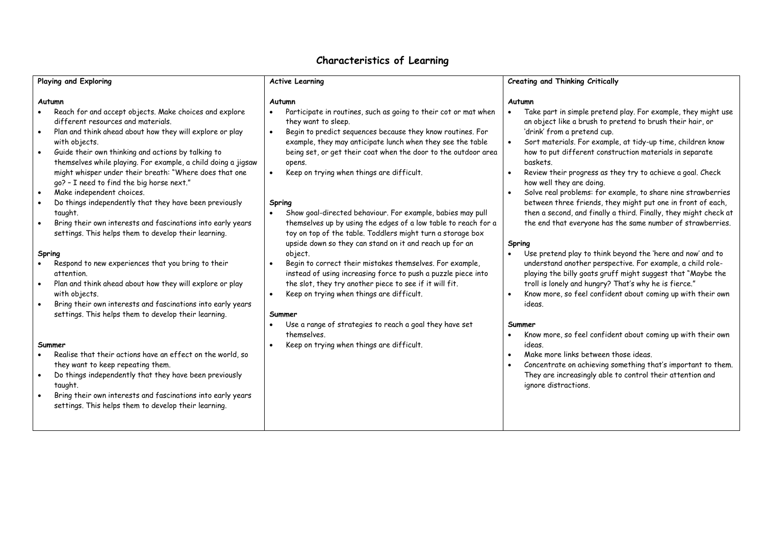# Characteristics of Learning

| Playing and Exploring | Active Learning | Creating and Thinking Critically |
|---|---|---|
| **Autumn**<br>• Reach for and accept objects. Make choices and explore different resources and materials.<br>• Plan and think ahead about how they will explore or play with objects.<br>• Guide their own thinking and actions by talking to themselves while playing. For example, a child doing a jigsaw might whisper under their breath: "Where does that one go? – I need to find the big horse next."<br>• Make independent choices.<br>• Do things independently that they have been previously taught.<br>• Bring their own interests and fascinations into early years settings. This helps them to develop their learning.<br><br>**Spring**<br>• Respond to new experiences that you bring to their attention.<br>• Plan and think ahead about how they will explore or play with objects.<br>• Bring their own interests and fascinations into early years settings. This helps them to develop their learning.<br><br>**Summer**<br>• Realise that their actions have an effect on the world, so they want to keep repeating them.<br>• Do things independently that they have been previously taught.<br>• Bring their own interests and fascinations into early years settings. This helps them to develop their learning. | **Autumn**<br>• Participate in routines, such as going to their cot or mat when they want to sleep.<br>• Begin to predict sequences because they know routines. For example, they may anticipate lunch when they see the table being set, or get their coat when the door to the outdoor area opens.<br>• Keep on trying when things are difficult.<br><br>**Spring**<br>• Show goal-directed behaviour. For example, babies may pull themselves up by using the edges of a low table to reach for a toy on top of the table. Toddlers might turn a storage box upside down so they can stand on it and reach up for an object.<br>• Begin to correct their mistakes themselves. For example, instead of using increasing force to push a puzzle piece into the slot, they try another piece to see if it will fit.<br>• Keep on trying when things are difficult.<br><br>**Summer**<br>• Use a range of strategies to reach a goal they have set themselves.<br>• Keep on trying when things are difficult. | **Autumn**<br>• Take part in simple pretend play. For example, they might use an object like a brush to pretend to brush their hair, or 'drink' from a pretend cup.<br>• Sort materials. For example, at tidy-up time, children know how to put different construction materials in separate baskets.<br>• Review their progress as they try to achieve a goal. Check how well they are doing.<br>• Solve real problems: for example, to share nine strawberries between three friends, they might put one in front of each, then a second, and finally a third. Finally, they might check at the end that everyone has the same number of strawberries.<br><br>**Spring**<br>• Use pretend play to think beyond the 'here and now' and to understand another perspective. For example, a child role-playing the billy goats gruff might suggest that "Maybe the troll is lonely and hungry? That's why he is fierce."<br>• Know more, so feel confident about coming up with their own ideas.<br><br>**Summer**<br>• Know more, so feel confident about coming up with their own ideas.<br>• Make more links between those ideas.<br>• Concentrate on achieving something that's important to them. They are increasingly able to control their attention and ignore distractions. |